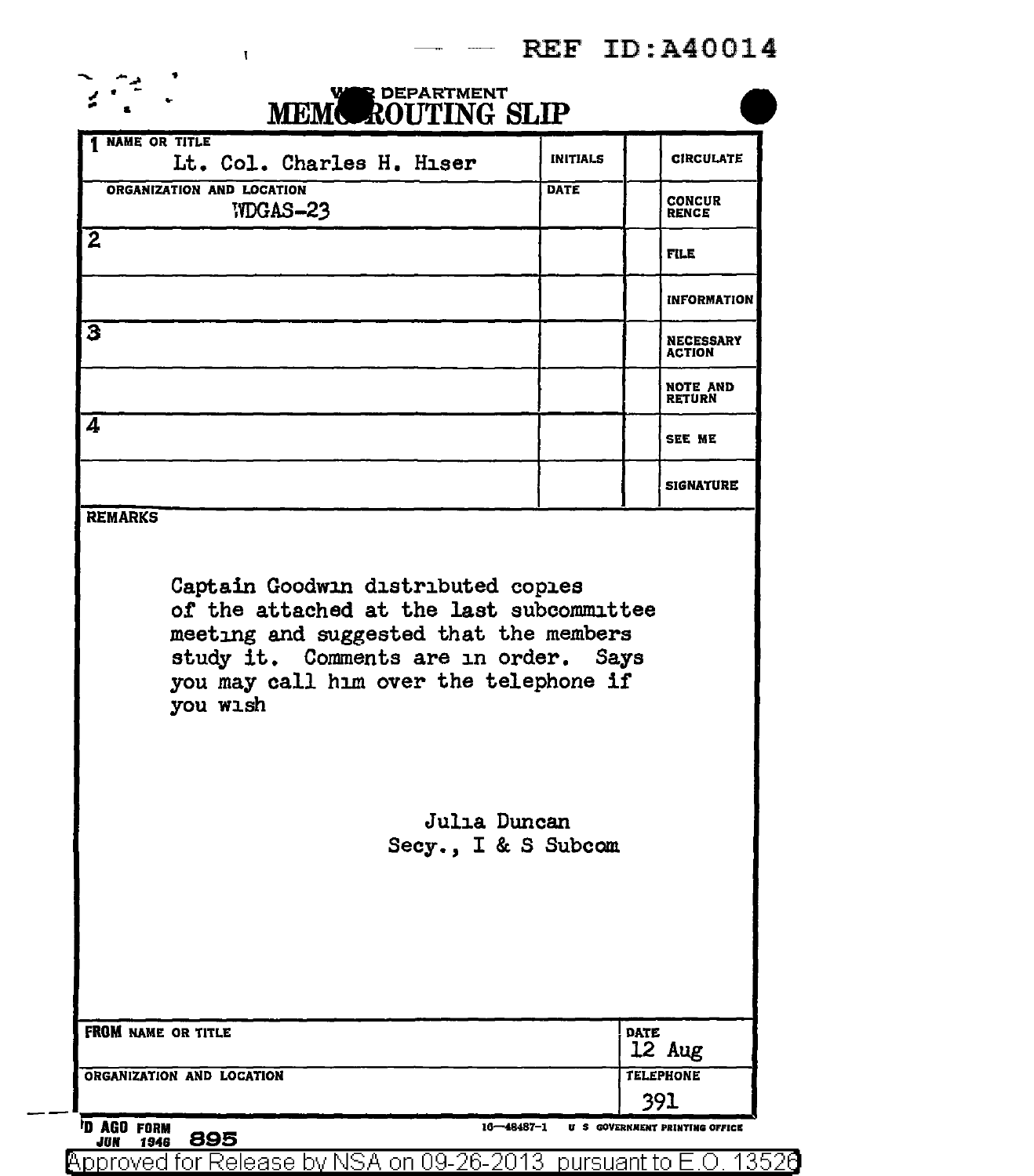REF ID:A40014

# WAR DEPARTMENT MEMO ROUTING SLIP

| NAME OR TITLE | INITIALS | | |
|---|---|---|---|
| 1 Lt. Col. Charles H. Hiser | | | CIRCULATE |
| ORGANIZATION AND LOCATION: WDGAS-23 | DATE | | CONCURRENCE |
| 2 | | | FILE |
| | | | INFORMATION |
| 3 | | | NECESSARY ACTION |
| | | | NOTE AND RETURN |
| 4 | | | SEE ME |
| | | | SIGNATURE |

**REMARKS**

Captain Goodwin distributed copies of the attached at the last subcommittee meeting and suggested that the members study it. Comments are in order. Says you may call him over the telephone if you wish

Julia Duncan
Secy., I & S Subcom

| FROM NAME OR TITLE | DATE |
|---|---|
| | 12 Aug |
| **ORGANIZATION AND LOCATION** | **TELEPHONE** |
| | 391 |

WD AGO FORM 895, JUN 1946 — 10—48487-1 U S GOVERNMENT PRINTING OFFICE

Approved for Release by NSA on 09-26-2013 pursuant to E.O. 13526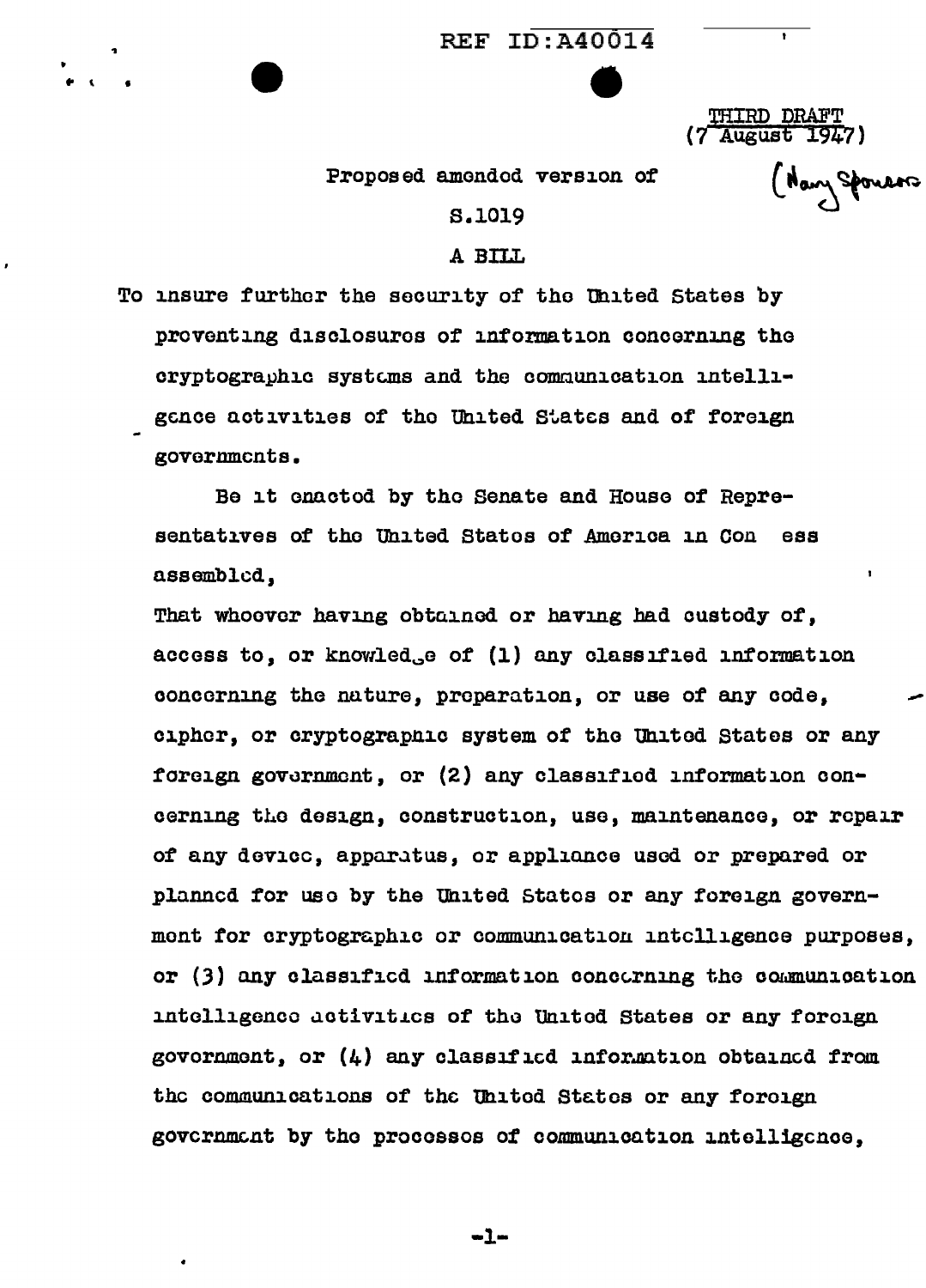THIRD DRAFT
(7 August 1947)

(Navy Sponsors)

Proposed amended version of

S.1019

A BILL

To insure further the security of the United States by preventing disclosures of information concerning the cryptographic systems and the communication intelligence activities of the United States and of foreign governments.

Be it enacted by the Senate and House of Representatives of the United States of America in Congress assembled,

That whoever having obtained or having had custody of, access to, or knowledge of (1) any classified information concerning the nature, preparation, or use of any code, cipher, or cryptographic system of the United States or any foreign government, or (2) any classified information concerning the design, construction, use, maintenance, or repair of any device, apparatus, or appliance used or prepared or planned for use by the United States or any foreign government for cryptographic or communication intelligence purposes, or (3) any classified information concerning the communication intelligence activities of the United States or any foreign government, or (4) any classified information obtained from the communications of the United States or any foreign government by the processes of communication intelligence,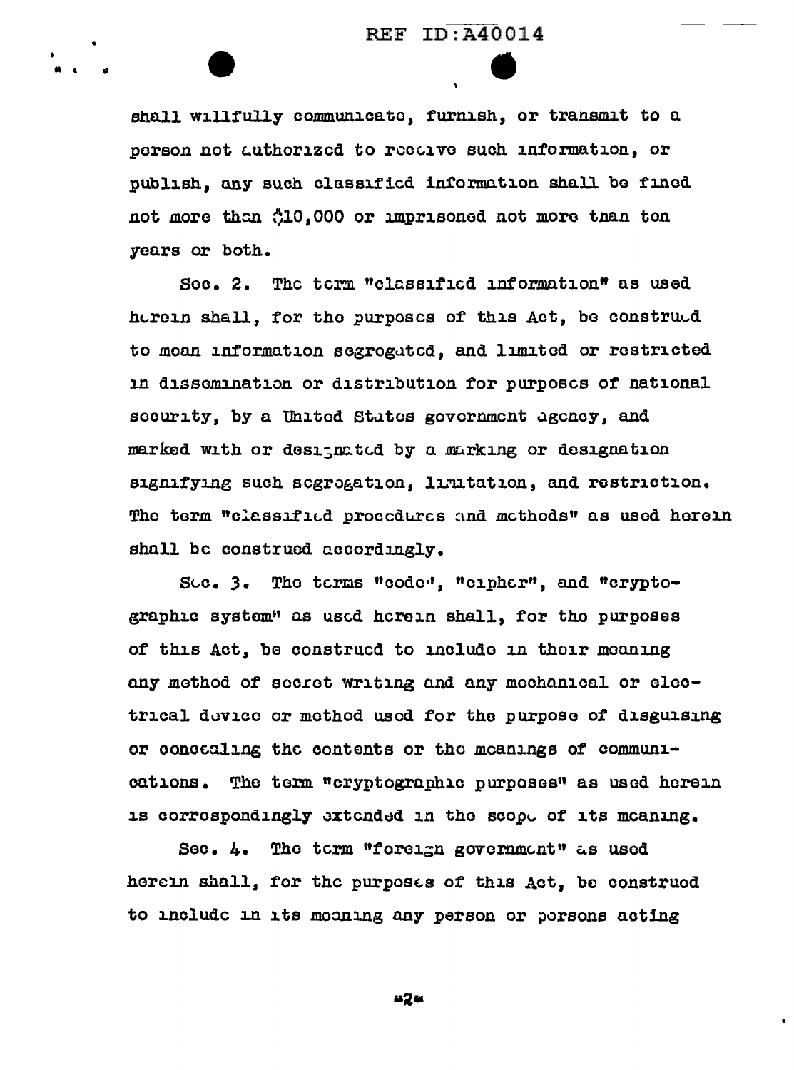shall willfully communicate, furnish, or transmit to a person not authorized to receive such information, or publish, any such classified information shall be fined not more than $10,000 or imprisoned not more than ten years or both.

Sec. 2. The term "classified information" as used herein shall, for the purposes of this Act, be construed to mean information segregated, and limited or restricted in dissemination or distribution for purposes of national security, by a United States government agency, and marked with or designated by a marking or designation signifying such segregation, limitation, and restriction. The term "classified procedures and methods" as used herein shall be construed accordingly.

Sec. 3. The terms "code", "cipher", and "cryptographic system" as used herein shall, for the purposes of this Act, be construed to include in their meaning any method of secret writing and any mechanical or electrical device or method used for the purpose of disguising or concealing the contents or the meanings of communications. The term "cryptographic purposes" as used herein is correspondingly extended in the scope of its meaning.

Sec. 4. The term "foreign government" as used herein shall, for the purposes of this Act, be construed to include in its meaning any person or persons acting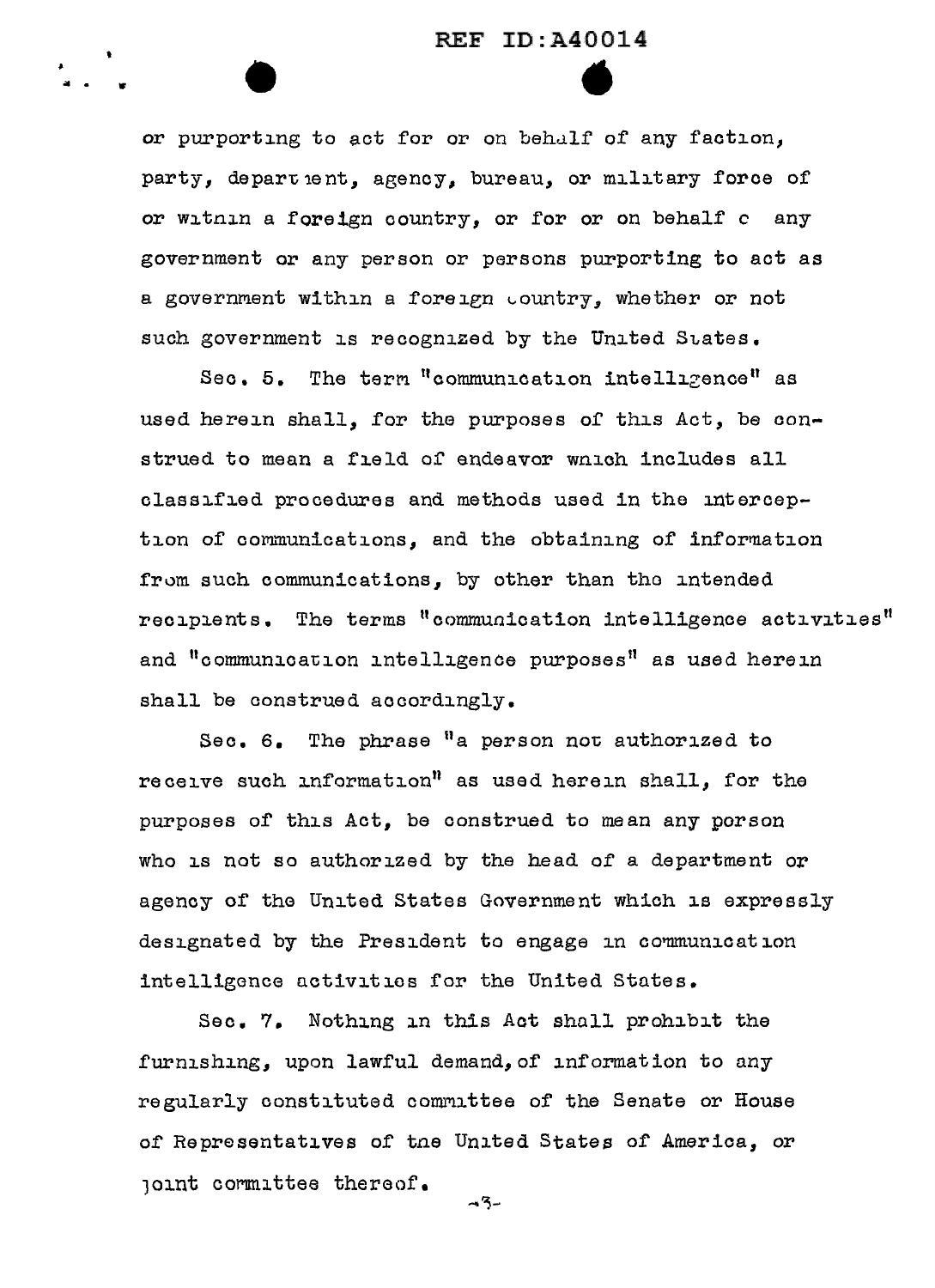or purporting to act for or on behalf of any faction, party, department, agency, bureau, or military force of or within a foreign country, or for or on behalf of any government or any person or persons purporting to act as a government within a foreign country, whether or not such government is recognized by the United States.

Sec. 5. The term "communication intelligence" as used herein shall, for the purposes of this Act, be construed to mean a field of endeavor which includes all classified procedures and methods used in the interception of communications, and the obtaining of information from such communications, by other than the intended recipients. The terms "communication intelligence activities" and "communication intelligence purposes" as used herein shall be construed accordingly.

Sec. 6. The phrase "a person not authorized to receive such information" as used herein shall, for the purposes of this Act, be construed to mean any person who is not so authorized by the head of a department or agency of the United States Government which is expressly designated by the President to engage in communication intelligence activities for the United States.

Sec. 7. Nothing in this Act shall prohibit the furnishing, upon lawful demand, of information to any regularly constituted committee of the Senate or House of Representatives of the United States of America, or joint committee thereof.